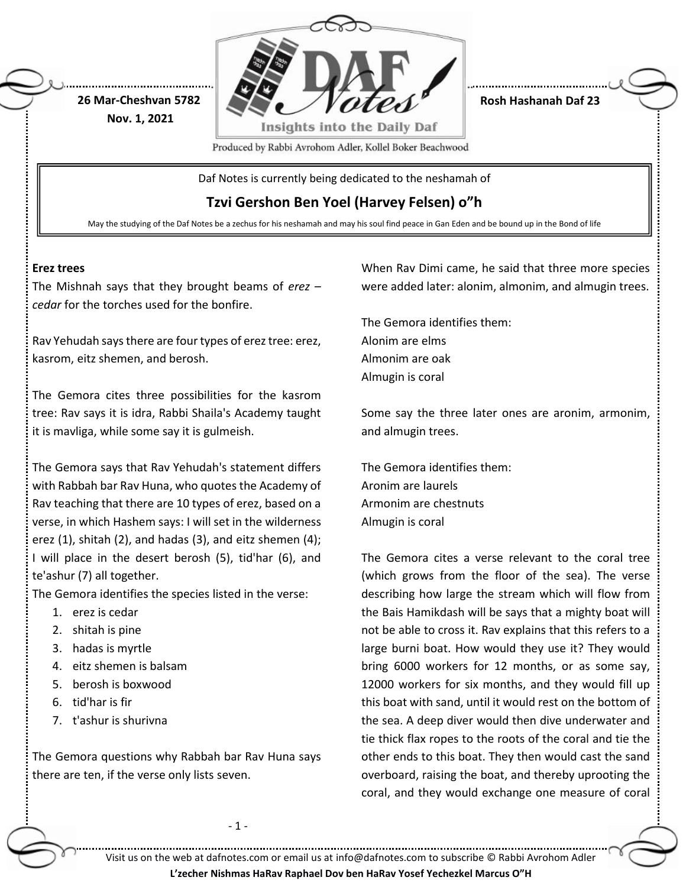26 Mar-Cheshvan 5782
Nov. 1, 2021

Rosh Hashanah Daf 23

Daf Notes is currently being dedicated to the neshamah of

**Tzvi Gershon Ben Yoel (Harvey Felsen) o"h**

May the studying of the Daf Notes be a zechus for his neshamah and may his soul find peace in Gan Eden and be bound up in the Bond of life

**Erez trees**

The Mishnah says that they brought beams of *erez – cedar* for the torches used for the bonfire.

Rav Yehudah says there are four types of erez tree: erez, kasrom, eitz shemen, and berosh.

The Gemora cites three possibilities for the kasrom tree: Rav says it is idra, Rabbi Shaila's Academy taught it is mavliga, while some say it is gulmeish.

The Gemora says that Rav Yehudah's statement differs with Rabbah bar Rav Huna, who quotes the Academy of Rav teaching that there are 10 types of erez, based on a verse, in which Hashem says: I will set in the wilderness erez (1), shitah (2), and hadas (3), and eitz shemen (4); I will place in the desert berosh (5), tid'har (6), and te'ashur (7) all together.

The Gemora identifies the species listed in the verse:

1. erez is cedar
2. shitah is pine
3. hadas is myrtle
4. eitz shemen is balsam
5. berosh is boxwood
6. tid'har is fir
7. t'ashur is shurivna

The Gemora questions why Rabbah bar Rav Huna says there are ten, if the verse only lists seven.

When Rav Dimi came, he said that three more species were added later: alonim, almonim, and almugin trees.

The Gemora identifies them:
Alonim are elms
Almonim are oak
Almugin is coral

Some say the three later ones are aronim, armonim, and almugin trees.

The Gemora identifies them:
Aronim are laurels
Armonim are chestnuts
Almugin is coral

The Gemora cites a verse relevant to the coral tree (which grows from the floor of the sea). The verse describing how large the stream which will flow from the Bais Hamikdash will be says that a mighty boat will not be able to cross it. Rav explains that this refers to a large burni boat. How would they use it? They would bring 6000 workers for 12 months, or as some say, 12000 workers for six months, and they would fill up this boat with sand, until it would rest on the bottom of the sea. A deep diver would then dive underwater and tie thick flax ropes to the roots of the coral and tie the other ends to this boat. They then would cast the sand overboard, raising the boat, and thereby uprooting the coral, and they would exchange one measure of coral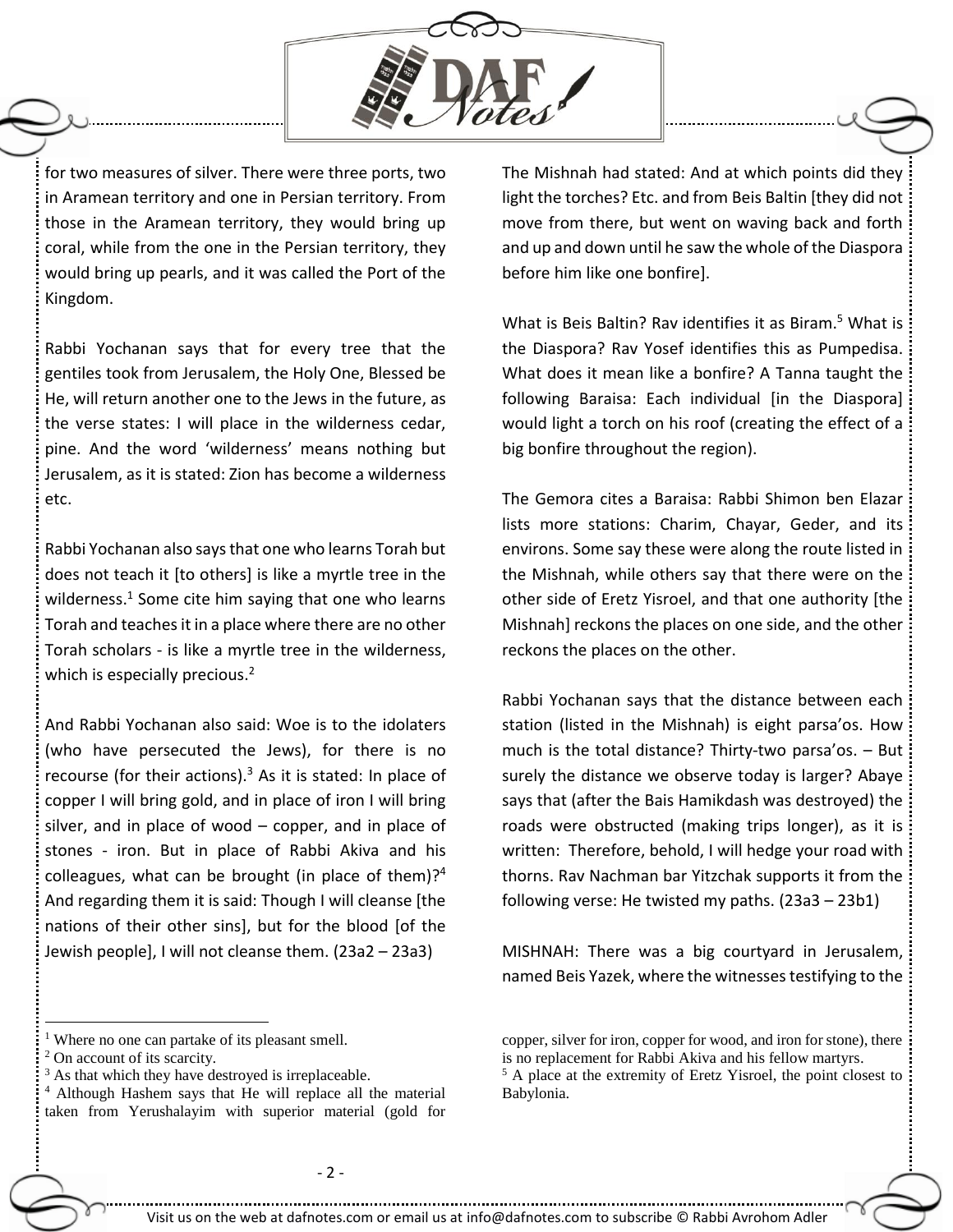for two measures of silver. There were three ports, two in Aramean territory and one in Persian territory. From those in the Aramean territory, they would bring up coral, while from the one in the Persian territory, they would bring up pearls, and it was called the Port of the Kingdom.

Rabbi Yochanan says that for every tree that the gentiles took from Jerusalem, the Holy One, Blessed be He, will return another one to the Jews in the future, as the verse states: I will place in the wilderness cedar, pine. And the word 'wilderness' means nothing but Jerusalem, as it is stated: Zion has become a wilderness etc.

Rabbi Yochanan also says that one who learns Torah but does not teach it [to others] is like a myrtle tree in the wilderness.[1] Some cite him saying that one who learns Torah and teaches it in a place where there are no other Torah scholars - is like a myrtle tree in the wilderness, which is especially precious.[2]

And Rabbi Yochanan also said: Woe is to the idolaters (who have persecuted the Jews), for there is no recourse (for their actions).[3] As it is stated: In place of copper I will bring gold, and in place of iron I will bring silver, and in place of wood – copper, and in place of stones - iron. But in place of Rabbi Akiva and his colleagues, what can be brought (in place of them)?[4] And regarding them it is said: Though I will cleanse [the nations of their other sins], but for the blood [of the Jewish people], I will not cleanse them. (23a2 – 23a3)

The Mishnah had stated: And at which points did they light the torches? Etc. and from Beis Baltin [they did not move from there, but went on waving back and forth and up and down until he saw the whole of the Diaspora before him like one bonfire].

What is Beis Baltin? Rav identifies it as Biram.[5] What is the Diaspora? Rav Yosef identifies this as Pumpedisa. What does it mean like a bonfire? A Tanna taught the following Baraisa: Each individual [in the Diaspora] would light a torch on his roof (creating the effect of a big bonfire throughout the region).

The Gemora cites a Baraisa: Rabbi Shimon ben Elazar lists more stations: Charim, Chayar, Geder, and its environs. Some say these were along the route listed in the Mishnah, while others say that there were on the other side of Eretz Yisroel, and that one authority [the Mishnah] reckons the places on one side, and the other reckons the places on the other.

Rabbi Yochanan says that the distance between each station (listed in the Mishnah) is eight parsa'os. How much is the total distance? Thirty-two parsa'os. – But surely the distance we observe today is larger? Abaye says that (after the Bais Hamikdash was destroyed) the roads were obstructed (making trips longer), as it is written: Therefore, behold, I will hedge your road with thorns. Rav Nachman bar Yitzchak supports it from the following verse: He twisted my paths. (23a3 – 23b1)

MISHNAH: There was a big courtyard in Jerusalem, named Beis Yazek, where the witnesses testifying to the

---

[1] Where no one can partake of its pleasant smell.

[2] On account of its scarcity.

[3] As that which they have destroyed is irreplaceable.

[4] Although Hashem says that He will replace all the material taken from Yerushalayim with superior material (gold for copper, silver for iron, copper for wood, and iron for stone), there is no replacement for Rabbi Akiva and his fellow martyrs.

[5] A place at the extremity of Eretz Yisroel, the point closest to Babylonia.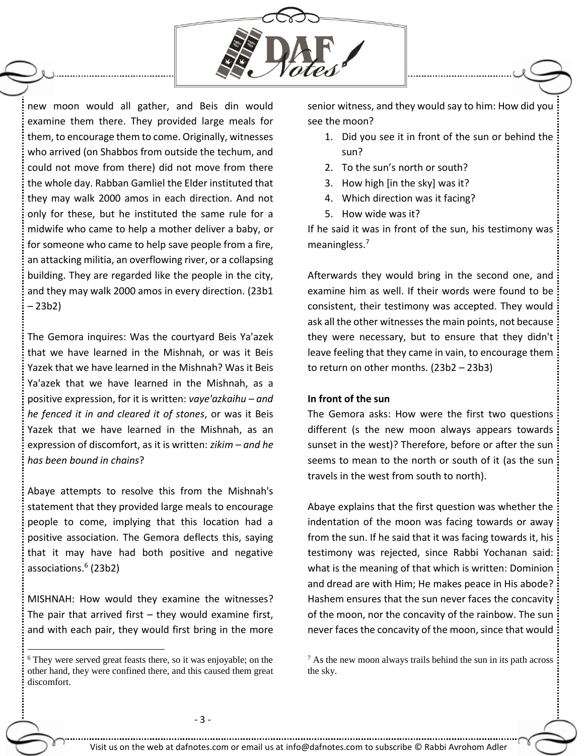new moon would all gather, and Beis din would examine them there. They provided large meals for them, to encourage them to come. Originally, witnesses who arrived (on Shabbos from outside the techum, and could not move from there) did not move from there the whole day. Rabban Gamliel the Elder instituted that they may walk 2000 amos in each direction. And not only for these, but he instituted the same rule for a midwife who came to help a mother deliver a baby, or for someone who came to help save people from a fire, an attacking militia, an overflowing river, or a collapsing building. They are regarded like the people in the city, and they may walk 2000 amos in every direction. (23b1 – 23b2)

The Gemora inquires: Was the courtyard Beis Ya'azek that we have learned in the Mishnah, or was it Beis Yazek that we have learned in the Mishnah? Was it Beis Ya'azek that we have learned in the Mishnah, as a positive expression, for it is written: *vaye'azkaihu – and he fenced it in and cleared it of stones*, or was it Beis Yazek that we have learned in the Mishnah, as an expression of discomfort, as it is written: *zikim – and he has been bound in chains*?

Abaye attempts to resolve this from the Mishnah's statement that they provided large meals to encourage people to come, implying that this location had a positive association. The Gemora deflects this, saying that it may have had both positive and negative associations.[6] (23b2)

MISHNAH: How would they examine the witnesses? The pair that arrived first – they would examine first, and with each pair, they would first bring in the more senior witness, and they would say to him: How did you see the moon?

1. Did you see it in front of the sun or behind the sun?
2. To the sun's north or south?
3. How high [in the sky] was it?
4. Which direction was it facing?
5. How wide was it?

If he said it was in front of the sun, his testimony was meaningless.[7]

Afterwards they would bring in the second one, and examine him as well. If their words were found to be consistent, their testimony was accepted. They would ask all the other witnesses the main points, not because they were necessary, but to ensure that they didn't leave feeling that they came in vain, to encourage them to return on other months. (23b2 – 23b3)

**In front of the sun**

The Gemora asks: How were the first two questions different (s the new moon always appears towards sunset in the west)? Therefore, before or after the sun seems to mean to the north or south of it (as the sun travels in the west from south to north).

Abaye explains that the first question was whether the indentation of the moon was facing towards or away from the sun. If he said that it was facing towards it, his testimony was rejected, since Rabbi Yochanan said: what is the meaning of that which is written: Dominion and dread are with Him; He makes peace in His abode? Hashem ensures that the sun never faces the concavity of the moon, nor the concavity of the rainbow. The sun never faces the concavity of the moon, since that would

---

[6] They were served great feasts there, so it was enjoyable; on the other hand, they were confined there, and this caused them great discomfort.

[7] As the new moon always trails behind the sun in its path across the sky.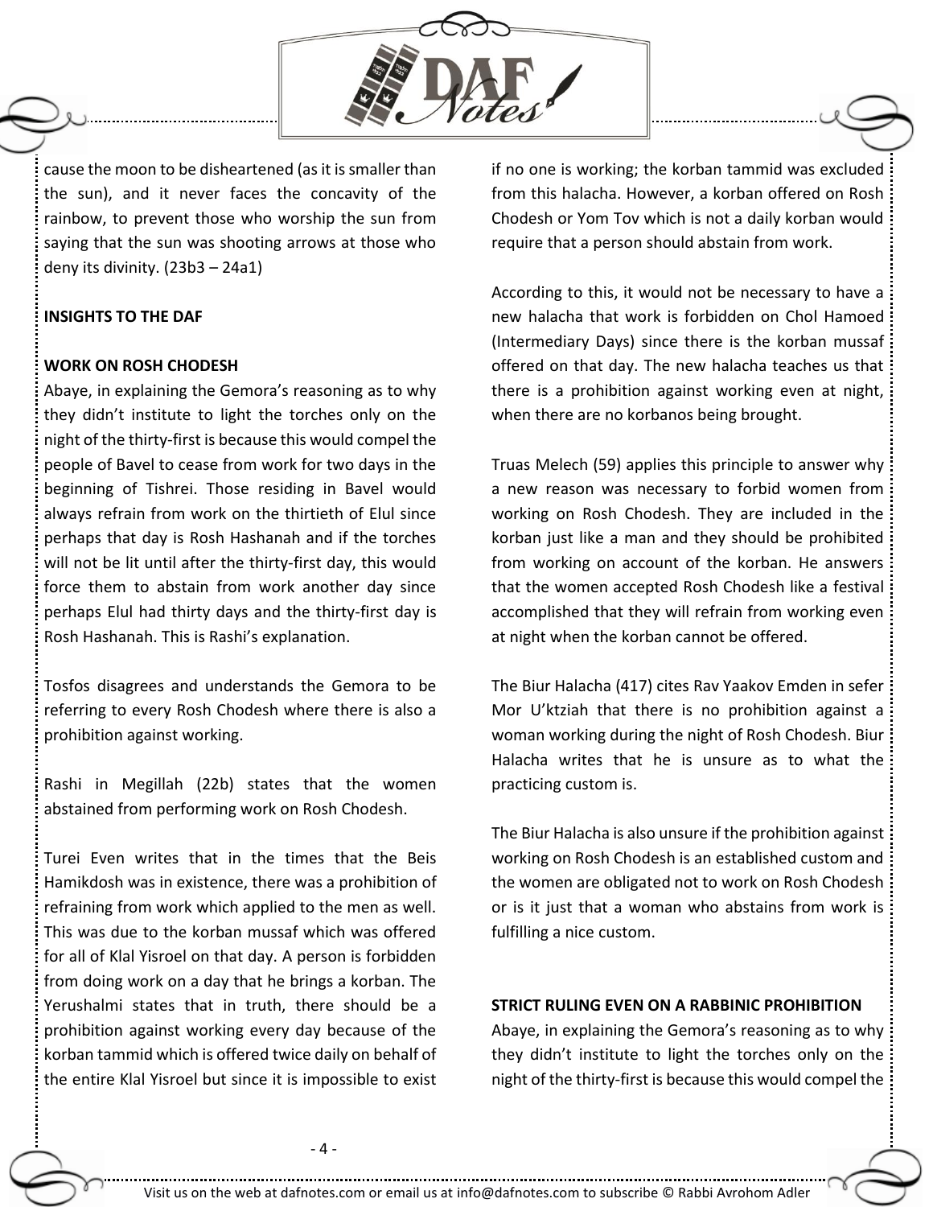cause the moon to be disheartened (as it is smaller than the sun), and it never faces the concavity of the rainbow, to prevent those who worship the sun from saying that the sun was shooting arrows at those who deny its divinity. (23b3 – 24a1)

**INSIGHTS TO THE DAF**

**WORK ON ROSH CHODESH**

Abaye, in explaining the Gemora's reasoning as to why they didn't institute to light the torches only on the night of the thirty-first is because this would compel the people of Bavel to cease from work for two days in the beginning of Tishrei. Those residing in Bavel would always refrain from work on the thirtieth of Elul since perhaps that day is Rosh Hashanah and if the torches will not be lit until after the thirty-first day, this would force them to abstain from work another day since perhaps Elul had thirty days and the thirty-first day is Rosh Hashanah. This is Rashi's explanation.

Tosfos disagrees and understands the Gemora to be referring to every Rosh Chodesh where there is also a prohibition against working.

Rashi in Megillah (22b) states that the women abstained from performing work on Rosh Chodesh.

Turei Even writes that in the times that the Beis Hamikdosh was in existence, there was a prohibition of refraining from work which applied to the men as well. This was due to the korban mussaf which was offered for all of Klal Yisroel on that day. A person is forbidden from doing work on a day that he brings a korban. The Yerushalmi states that in truth, there should be a prohibition against working every day because of the korban tammid which is offered twice daily on behalf of the entire Klal Yisroel but since it is impossible to exist if no one is working; the korban tammid was excluded from this halacha. However, a korban offered on Rosh Chodesh or Yom Tov which is not a daily korban would require that a person should abstain from work.

According to this, it would not be necessary to have a new halacha that work is forbidden on Chol Hamoed (Intermediary Days) since there is the korban mussaf offered on that day. The new halacha teaches us that there is a prohibition against working even at night, when there are no korbanos being brought.

Truas Melech (59) applies this principle to answer why a new reason was necessary to forbid women from working on Rosh Chodesh. They are included in the korban just like a man and they should be prohibited from working on account of the korban. He answers that the women accepted Rosh Chodesh like a festival accomplished that they will refrain from working even at night when the korban cannot be offered.

The Biur Halacha (417) cites Rav Yaakov Emden in sefer Mor U'ktziah that there is no prohibition against a woman working during the night of Rosh Chodesh. Biur Halacha writes that he is unsure as to what the practicing custom is.

The Biur Halacha is also unsure if the prohibition against working on Rosh Chodesh is an established custom and the women are obligated not to work on Rosh Chodesh or is it just that a woman who abstains from work is fulfilling a nice custom.

**STRICT RULING EVEN ON A RABBINIC PROHIBITION**

Abaye, in explaining the Gemora's reasoning as to why they didn't institute to light the torches only on the night of the thirty-first is because this would compel the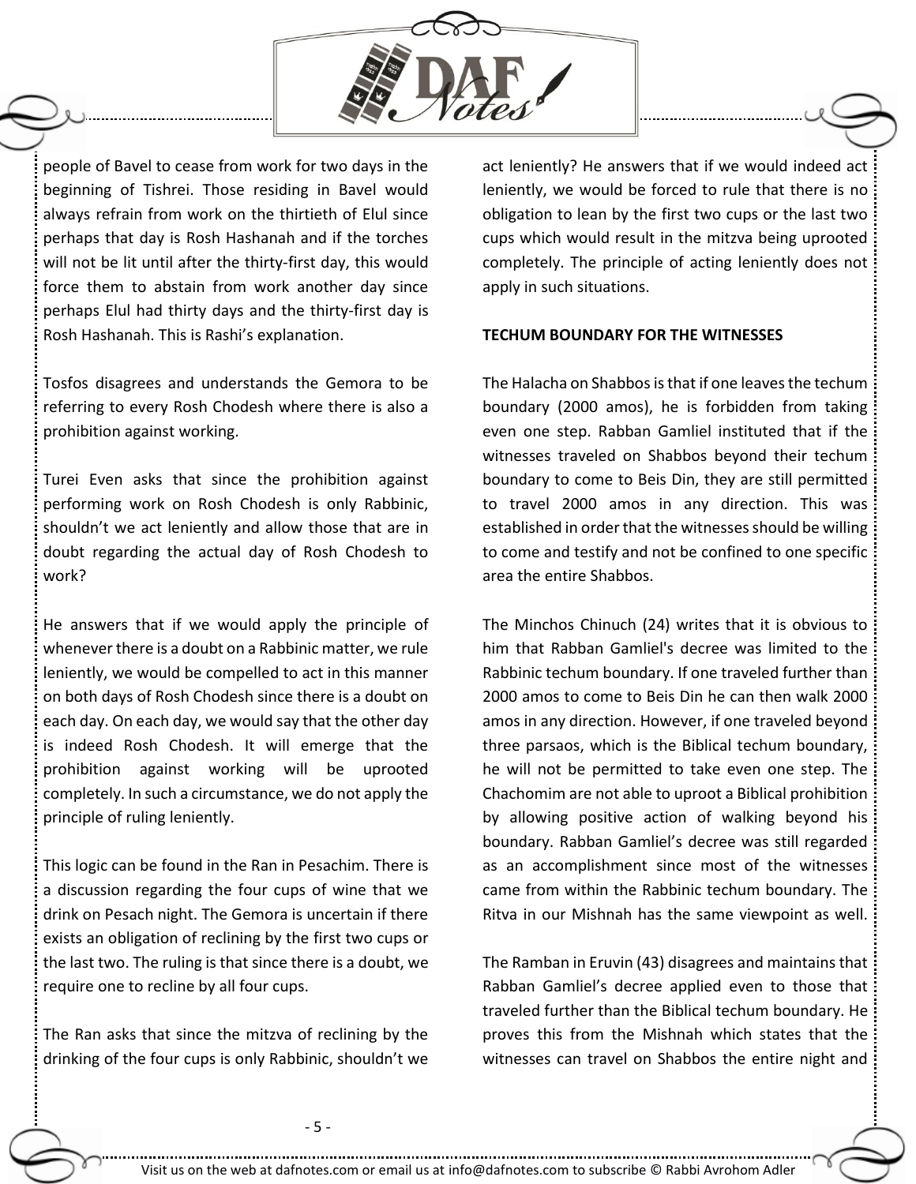people of Bavel to cease from work for two days in the beginning of Tishrei. Those residing in Bavel would always refrain from work on the thirtieth of Elul since perhaps that day is Rosh Hashanah and if the torches will not be lit until after the thirty-first day, this would force them to abstain from work another day since perhaps Elul had thirty days and the thirty-first day is Rosh Hashanah. This is Rashi's explanation.

Tosfos disagrees and understands the Gemora to be referring to every Rosh Chodesh where there is also a prohibition against working.

Turei Even asks that since the prohibition against performing work on Rosh Chodesh is only Rabbinic, shouldn't we act leniently and allow those that are in doubt regarding the actual day of Rosh Chodesh to work?

He answers that if we would apply the principle of whenever there is a doubt on a Rabbinic matter, we rule leniently, we would be compelled to act in this manner on both days of Rosh Chodesh since there is a doubt on each day. On each day, we would say that the other day is indeed Rosh Chodesh. It will emerge that the prohibition against working will be uprooted completely. In such a circumstance, we do not apply the principle of ruling leniently.

This logic can be found in the Ran in Pesachim. There is a discussion regarding the four cups of wine that we drink on Pesach night. The Gemora is uncertain if there exists an obligation of reclining by the first two cups or the last two. The ruling is that since there is a doubt, we require one to recline by all four cups.

The Ran asks that since the mitzva of reclining by the drinking of the four cups is only Rabbinic, shouldn't we act leniently? He answers that if we would indeed act leniently, we would be forced to rule that there is no obligation to lean by the first two cups or the last two cups which would result in the mitzva being uprooted completely. The principle of acting leniently does not apply in such situations.

**TECHUM BOUNDARY FOR THE WITNESSES**

The Halacha on Shabbos is that if one leaves the techum boundary (2000 amos), he is forbidden from taking even one step. Rabban Gamliel instituted that if the witnesses traveled on Shabbos beyond their techum boundary to come to Beis Din, they are still permitted to travel 2000 amos in any direction. This was established in order that the witnesses should be willing to come and testify and not be confined to one specific area the entire Shabbos.

The Minchos Chinuch (24) writes that it is obvious to him that Rabban Gamliel's decree was limited to the Rabbinic techum boundary. If one traveled further than 2000 amos to come to Beis Din he can then walk 2000 amos in any direction. However, if one traveled beyond three parsaos, which is the Biblical techum boundary, he will not be permitted to take even one step. The Chachomim are not able to uproot a Biblical prohibition by allowing positive action of walking beyond his boundary. Rabban Gamliel's decree was still regarded as an accomplishment since most of the witnesses came from within the Rabbinic techum boundary. The Ritva in our Mishnah has the same viewpoint as well.

The Ramban in Eruvin (43) disagrees and maintains that Rabban Gamliel's decree applied even to those that traveled further than the Biblical techum boundary. He proves this from the Mishnah which states that the witnesses can travel on Shabbos the entire night and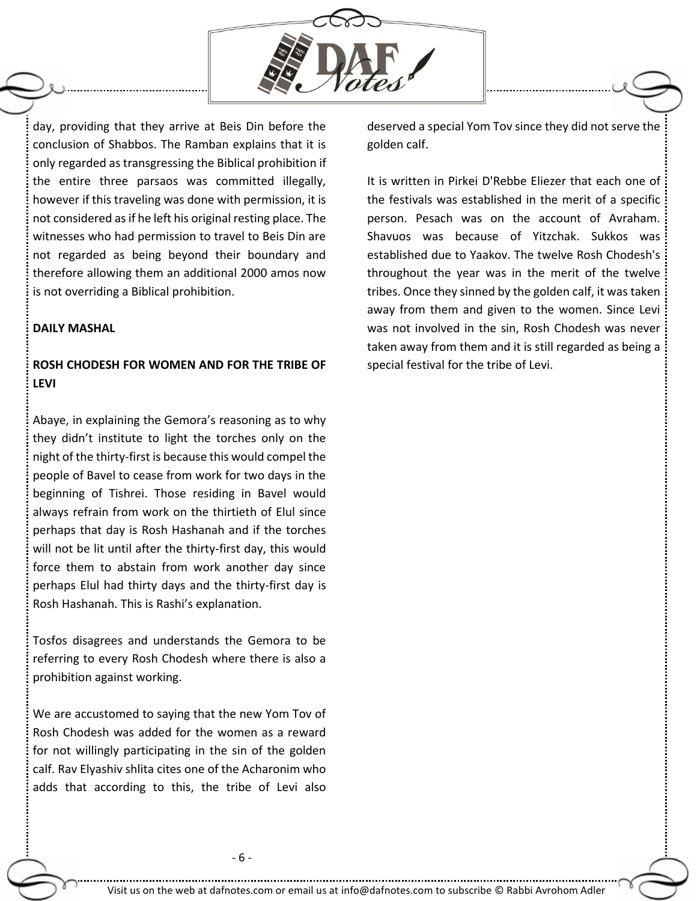day, providing that they arrive at Beis Din before the conclusion of Shabbos. The Ramban explains that it is only regarded as transgressing the Biblical prohibition if the entire three parsaos was committed illegally, however if this traveling was done with permission, it is not considered as if he left his original resting place. The witnesses who had permission to travel to Beis Din are not regarded as being beyond their boundary and therefore allowing them an additional 2000 amos now is not overriding a Biblical prohibition.

**DAILY MASHAL**

**ROSH CHODESH FOR WOMEN AND FOR THE TRIBE OF LEVI**

Abaye, in explaining the Gemora's reasoning as to why they didn't institute to light the torches only on the night of the thirty-first is because this would compel the people of Bavel to cease from work for two days in the beginning of Tishrei. Those residing in Bavel would always refrain from work on the thirtieth of Elul since perhaps that day is Rosh Hashanah and if the torches will not be lit until after the thirty-first day, this would force them to abstain from work another day since perhaps Elul had thirty days and the thirty-first day is Rosh Hashanah. This is Rashi's explanation.

Tosfos disagrees and understands the Gemora to be referring to every Rosh Chodesh where there is also a prohibition against working.

We are accustomed to saying that the new Yom Tov of Rosh Chodesh was added for the women as a reward for not willingly participating in the sin of the golden calf. Rav Elyashiv shlita cites one of the Acharonim who adds that according to this, the tribe of Levi also deserved a special Yom Tov since they did not serve the golden calf.

It is written in Pirkei D'Rebbe Eliezer that each one of the festivals was established in the merit of a specific person. Pesach was on the account of Avraham. Shavuos was because of Yitzchak. Sukkos was established due to Yaakov. The twelve Rosh Chodesh's throughout the year was in the merit of the twelve tribes. Once they sinned by the golden calf, it was taken away from them and given to the women. Since Levi was not involved in the sin, Rosh Chodesh was never taken away from them and it is still regarded as being a special festival for the tribe of Levi.